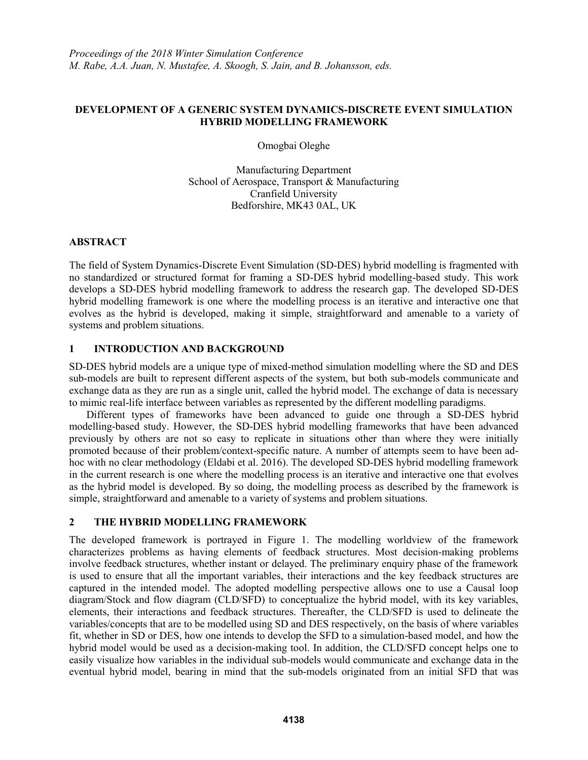# DEVELOPMENT OF A GENERIC SYSTEM DYNAMICS-DISCRETE EVENT SIMULATION HYBRID MODELLING FRAMEWORK

Omogbai Oleghe

Manufacturing Department
School of Aerospace, Transport & Manufacturing
Cranfield University
Bedforshire, MK43 0AL, UK

## ABSTRACT

The field of System Dynamics-Discrete Event Simulation (SD-DES) hybrid modelling is fragmented with no standardized or structured format for framing a SD-DES hybrid modelling-based study. This work develops a SD-DES hybrid modelling framework to address the research gap. The developed SD-DES hybrid modelling framework is one where the modelling process is an iterative and interactive one that evolves as the hybrid is developed, making it simple, straightforward and amenable to a variety of systems and problem situations.

## 1 INTRODUCTION AND BACKGROUND

SD-DES hybrid models are a unique type of mixed-method simulation modelling where the SD and DES sub-models are built to represent different aspects of the system, but both sub-models communicate and exchange data as they are run as a single unit, called the hybrid model. The exchange of data is necessary to mimic real-life interface between variables as represented by the different modelling paradigms.

Different types of frameworks have been advanced to guide one through a SD-DES hybrid modelling-based study. However, the SD-DES hybrid modelling frameworks that have been advanced previously by others are not so easy to replicate in situations other than where they were initially promoted because of their problem/context-specific nature. A number of attempts seem to have been ad-hoc with no clear methodology (Eldabi et al. 2016). The developed SD-DES hybrid modelling framework in the current research is one where the modelling process is an iterative and interactive one that evolves as the hybrid model is developed. By so doing, the modelling process as described by the framework is simple, straightforward and amenable to a variety of systems and problem situations.

## 2 THE HYBRID MODELLING FRAMEWORK

The developed framework is portrayed in Figure 1. The modelling worldview of the framework characterizes problems as having elements of feedback structures. Most decision-making problems involve feedback structures, whether instant or delayed. The preliminary enquiry phase of the framework is used to ensure that all the important variables, their interactions and the key feedback structures are captured in the intended model. The adopted modelling perspective allows one to use a Causal loop diagram/Stock and flow diagram (CLD/SFD) to conceptualize the hybrid model, with its key variables, elements, their interactions and feedback structures. Thereafter, the CLD/SFD is used to delineate the variables/concepts that are to be modelled using SD and DES respectively, on the basis of where variables fit, whether in SD or DES, how one intends to develop the SFD to a simulation-based model, and how the hybrid model would be used as a decision-making tool. In addition, the CLD/SFD concept helps one to easily visualize how variables in the individual sub-models would communicate and exchange data in the eventual hybrid model, bearing in mind that the sub-models originated from an initial SFD that was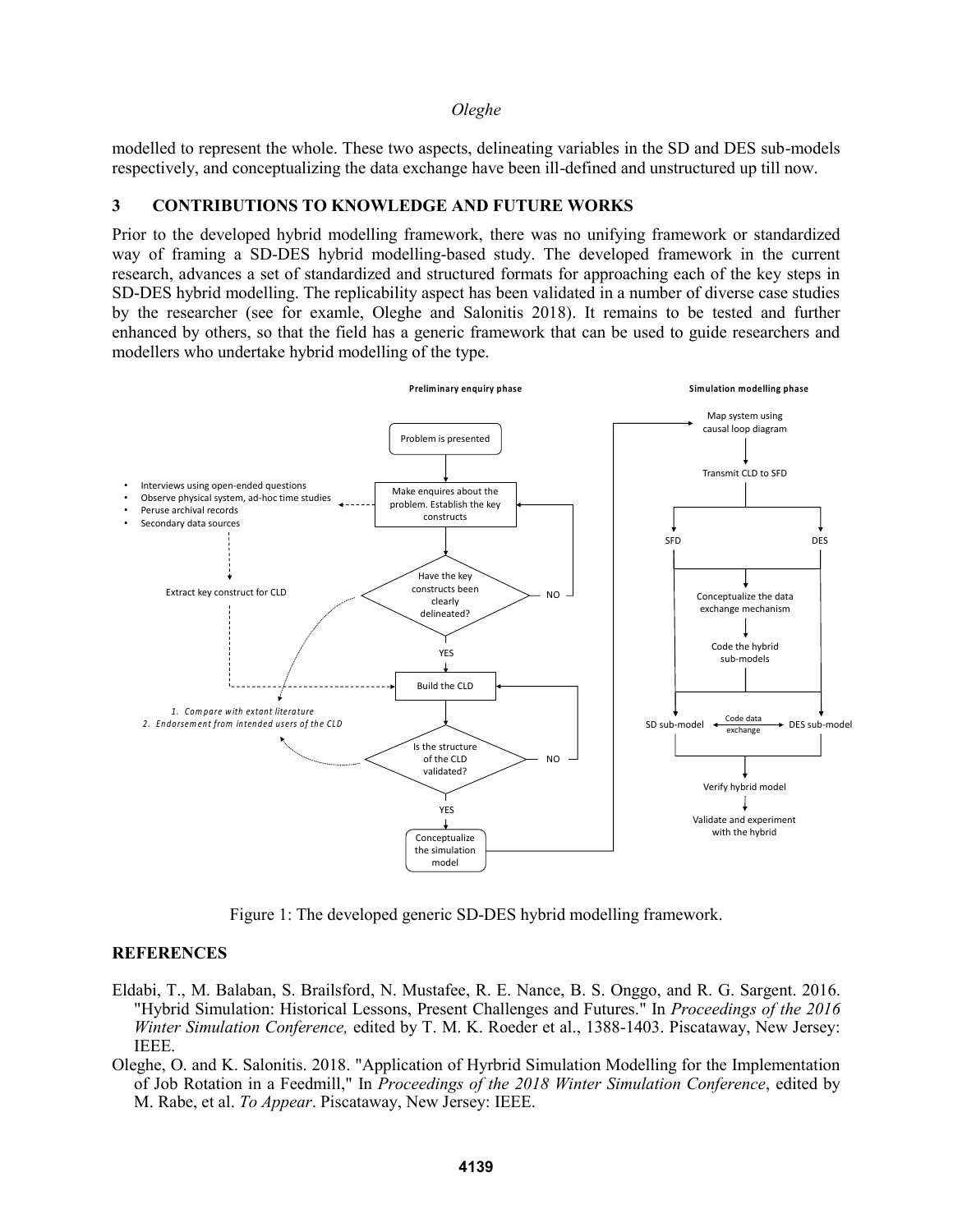modelled to represent the whole. These two aspects, delineating variables in the SD and DES sub-models respectively, and conceptualizing the data exchange have been ill-defined and unstructured up till now.

## 3 CONTRIBUTIONS TO KNOWLEDGE AND FUTURE WORKS

Prior to the developed hybrid modelling framework, there was no unifying framework or standardized way of framing a SD-DES hybrid modelling-based study. The developed framework in the current research, advances a set of standardized and structured formats for approaching each of the key steps in SD-DES hybrid modelling. The replicability aspect has been validated in a number of diverse case studies by the researcher (see for examle, Oleghe and Salonitis 2018). It remains to be tested and further enhanced by others, so that the field has a generic framework that can be used to guide researchers and modellers who undertake hybrid modelling of the type.

Preliminary enquiry phase

Problem is presented

Make enquires about the problem. Establish the key constructs

- Interviews using open-ended questions
- Observe physical system, ad-hoc time studies
- Peruse archival records
- Secondary data sources

Extract key construct for CLD

Have the key constructs been clearly delineated?

NO

YES

Build the CLD

1. Compare with extant literature
2. Endorsement from intended users of the CLD

Is the structure of the CLD validated?

NO

YES

Conceptualize the simulation model

Simulation modelling phase

Map system using causal loop diagram

Transmit CLD to SFD

SFD

DES

Conceptualize the data exchange mechanism

Code the hybrid sub-models

SD sub-model

Code data exchange

DES sub-model

Verify hybrid model

Validate and experiment with the hybrid

Figure 1: The developed generic SD-DES hybrid modelling framework.

## REFERENCES

Eldabi, T., M. Balaban, S. Brailsford, N. Mustafee, R. E. Nance, B. S. Onggo, and R. G. Sargent. 2016. "Hybrid Simulation: Historical Lessons, Present Challenges and Futures." In *Proceedings of the 2016 Winter Simulation Conference,* edited by T. M. K. Roeder et al., 1388-1403. Piscataway, New Jersey: IEEE.

Oleghe, O. and K. Salonitis. 2018. "Application of Hyrbrid Simulation Modelling for the Implementation of Job Rotation in a Feedmill," In *Proceedings of the 2018 Winter Simulation Conference*, edited by M. Rabe, et al. *To Appear*. Piscataway, New Jersey: IEEE.